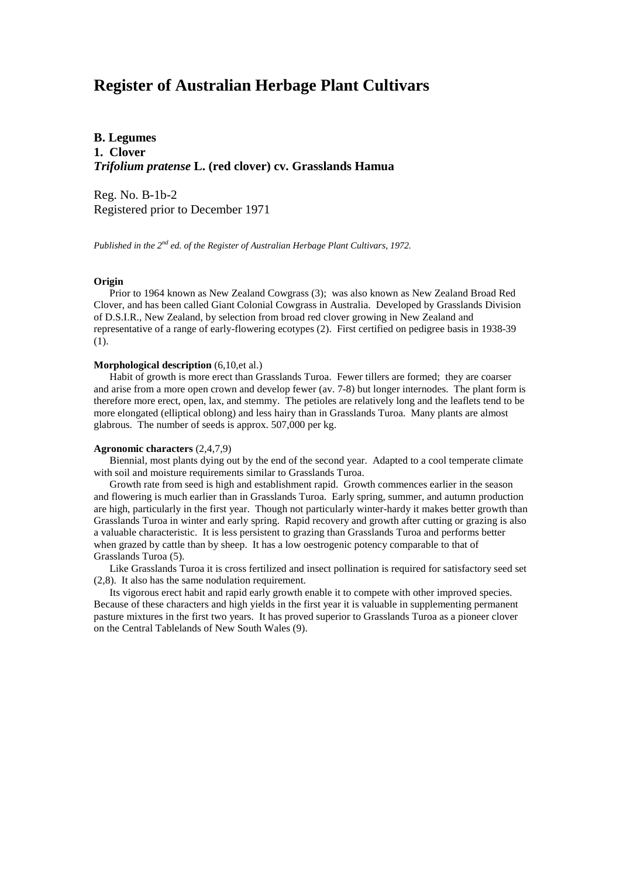# Register of Australian Herbage Plant Cultivars

**B. Legumes**
**1. Clover**
***Trifolium pratense* L. (red clover) cv. Grasslands Hamua**

Reg. No. B-1b-2
Registered prior to December 1971

*Published in the 2nd ed. of the Register of Australian Herbage Plant Cultivars, 1972.*

**Origin**

Prior to 1964 known as New Zealand Cowgrass (3); was also known as New Zealand Broad Red Clover, and has been called Giant Colonial Cowgrass in Australia. Developed by Grasslands Division of D.S.I.R., New Zealand, by selection from broad red clover growing in New Zealand and representative of a range of early-flowering ecotypes (2). First certified on pedigree basis in 1938-39 (1).

**Morphological description** (6,10,et al.)

Habit of growth is more erect than Grasslands Turoa. Fewer tillers are formed; they are coarser and arise from a more open crown and develop fewer (av. 7-8) but longer internodes. The plant form is therefore more erect, open, lax, and stemmy. The petioles are relatively long and the leaflets tend to be more elongated (elliptical oblong) and less hairy than in Grasslands Turoa. Many plants are almost glabrous. The number of seeds is approx. 507,000 per kg.

**Agronomic characters** (2,4,7,9)

Biennial, most plants dying out by the end of the second year. Adapted to a cool temperate climate with soil and moisture requirements similar to Grasslands Turoa.

Growth rate from seed is high and establishment rapid. Growth commences earlier in the season and flowering is much earlier than in Grasslands Turoa. Early spring, summer, and autumn production are high, particularly in the first year. Though not particularly winter-hardy it makes better growth than Grasslands Turoa in winter and early spring. Rapid recovery and growth after cutting or grazing is also a valuable characteristic. It is less persistent to grazing than Grasslands Turoa and performs better when grazed by cattle than by sheep. It has a low oestrogenic potency comparable to that of Grasslands Turoa (5).

Like Grasslands Turoa it is cross fertilized and insect pollination is required for satisfactory seed set (2,8). It also has the same nodulation requirement.

Its vigorous erect habit and rapid early growth enable it to compete with other improved species. Because of these characters and high yields in the first year it is valuable in supplementing permanent pasture mixtures in the first two years. It has proved superior to Grasslands Turoa as a pioneer clover on the Central Tablelands of New South Wales (9).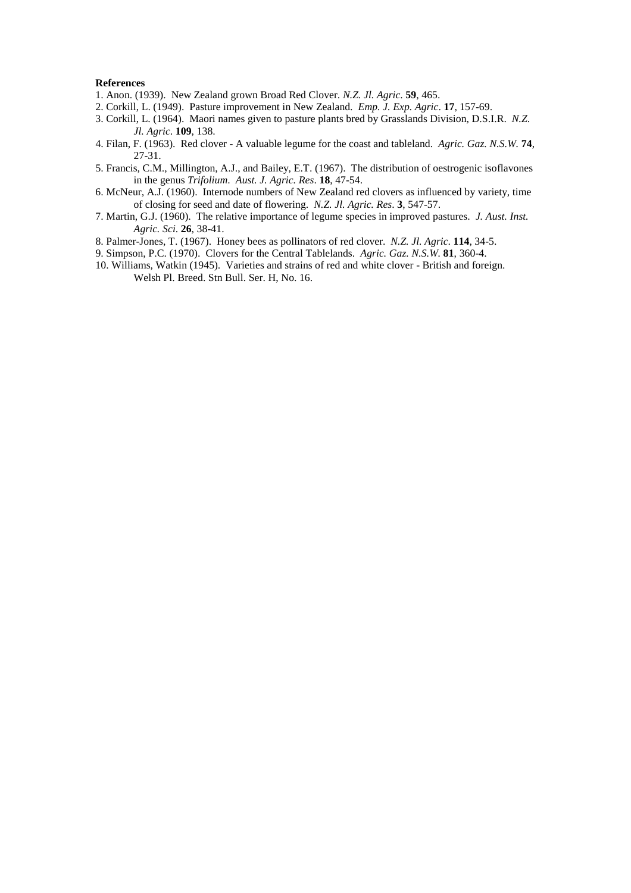**References**

1. Anon. (1939). New Zealand grown Broad Red Clover. *N.Z. Jl. Agric*. **59**, 465.
2. Corkill, L. (1949). Pasture improvement in New Zealand. *Emp. J. Exp. Agric*. **17**, 157-69.
3. Corkill, L. (1964). Maori names given to pasture plants bred by Grasslands Division, D.S.I.R. *N.Z. Jl. Agric*. **109**, 138.
4. Filan, F. (1963). Red clover - A valuable legume for the coast and tableland. *Agric. Gaz. N.S.W.* **74**, 27-31.
5. Francis, C.M., Millington, A.J., and Bailey, E.T. (1967). The distribution of oestrogenic isoflavones in the genus *Trifolium*. *Aust. J. Agric. Res*. **18**, 47-54.
6. McNeur, A.J. (1960). Internode numbers of New Zealand red clovers as influenced by variety, time of closing for seed and date of flowering. *N.Z. Jl. Agric. Res*. **3**, 547-57.
7. Martin, G.J. (1960). The relative importance of legume species in improved pastures. *J. Aust. Inst. Agric. Sci*. **26**, 38-41.
8. Palmer-Jones, T. (1967). Honey bees as pollinators of red clover. *N.Z. Jl. Agric*. **114**, 34-5.
9. Simpson, P.C. (1970). Clovers for the Central Tablelands. *Agric. Gaz. N.S.W.* **81**, 360-4.
10. Williams, Watkin (1945). Varieties and strains of red and white clover - British and foreign. Welsh Pl. Breed. Stn Bull. Ser. H, No. 16.